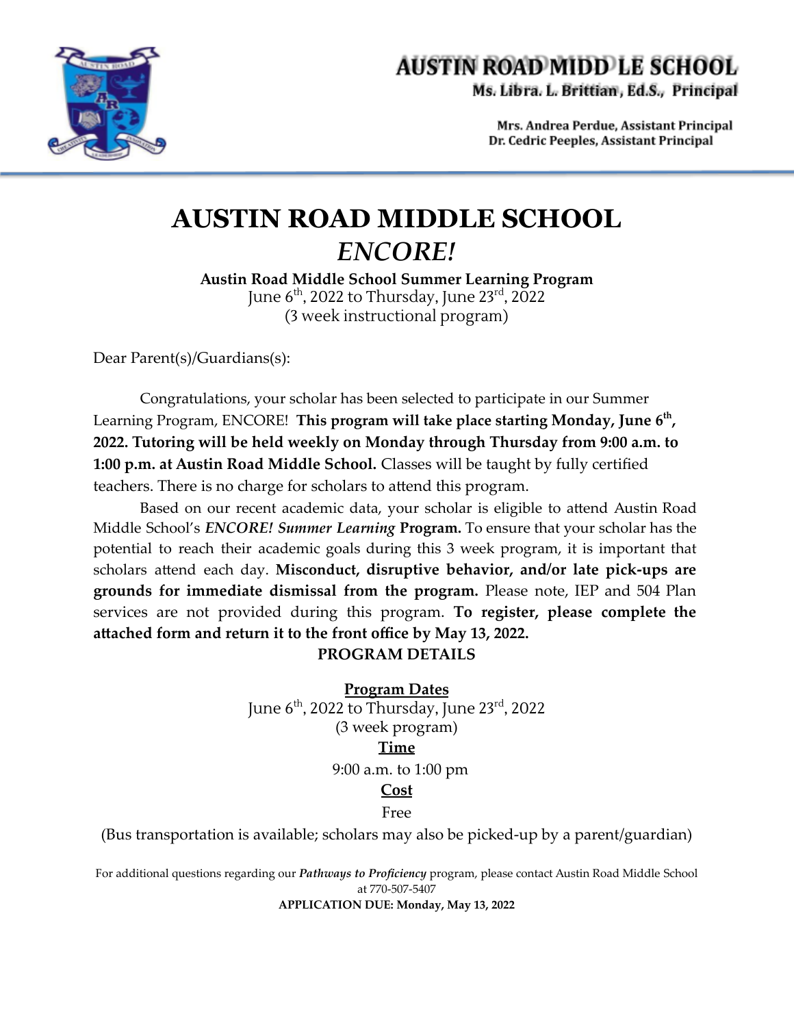**AUSTIN ROAD MIDDLE SCHOOL**
**Ms. Libra. L. Brittian, Ed.S., Principal**

**Mrs. Andrea Perdue, Assistant Principal**
**Dr. Cedric Peeples, Assistant Principal**

# AUSTIN ROAD MIDDLE SCHOOL

## *ENCORE!*

**Austin Road Middle School Summer Learning Program**
June 6th, 2022 to Thursday, June 23rd, 2022
(3 week instructional program)

Dear Parent(s)/Guardians(s):

Congratulations, your scholar has been selected to participate in our Summer Learning Program, ENCORE! **This program will take place starting Monday, June 6th, 2022. Tutoring will be held weekly on Monday through Thursday from 9:00 a.m. to 1:00 p.m. at Austin Road Middle School.** Classes will be taught by fully certified teachers. There is no charge for scholars to attend this program.

Based on our recent academic data, your scholar is eligible to attend Austin Road Middle School's ***ENCORE! Summer Learning*** **Program.** To ensure that your scholar has the potential to reach their academic goals during this 3 week program, it is important that scholars attend each day. **Misconduct, disruptive behavior, and/or late pick-ups are grounds for immediate dismissal from the program.** Please note, IEP and 504 Plan services are not provided during this program. **To register, please complete the attached form and return it to the front office by May 13, 2022.**

**PROGRAM DETAILS**

**Program Dates**
June 6th, 2022 to Thursday, June 23rd, 2022
(3 week program)

**Time**
9:00 a.m. to 1:00 pm

**Cost**
Free

(Bus transportation is available; scholars may also be picked-up by a parent/guardian)

For additional questions regarding our ***Pathways to Proficiency*** program, please contact Austin Road Middle School at 770-507-5407

**APPLICATION DUE: Monday, May 13, 2022**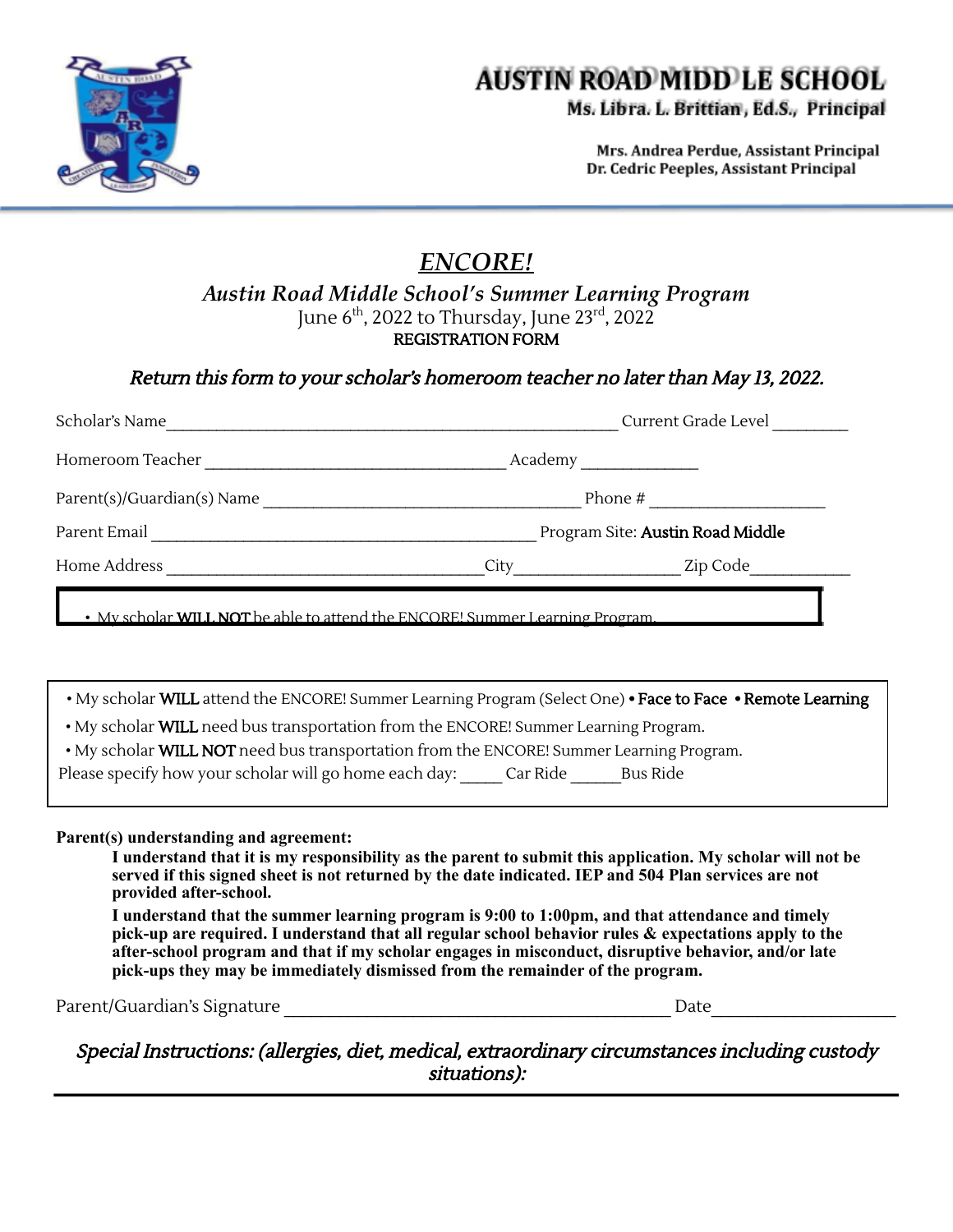# AUSTIN ROAD MIDDLE SCHOOL

**Ms. Libra. L. Brittian, Ed.S., Principal**

**Mrs. Andrea Perdue, Assistant Principal**
**Dr. Cedric Peeples, Assistant Principal**

## *ENCORE!*

### *Austin Road Middle School's Summer Learning Program*

June 6th, 2022 to Thursday, June 23rd, 2022

REGISTRATION FORM

*Return this form to your scholar's homeroom teacher no later than May 13, 2022.*

Scholar's Name_______________________________________________ Current Grade Level ________

Homeroom Teacher _______________________________ Academy ____________

Parent(s)/Guardian(s) Name _________________________________ Phone # __________________

Parent Email ________________________________________ Program Site: **Austin Road Middle**

Home Address _________________________________City_________________ Zip Code__________

- My scholar **WILL NOT** be able to attend the ENCORE! Summer Learning Program.

---

- My scholar **WILL** attend the ENCORE! Summer Learning Program (Select One) • **Face to Face** • **Remote Learning**
- My scholar **WILL** need bus transportation from the ENCORE! Summer Learning Program.
- My scholar **WILL NOT** need bus transportation from the ENCORE! Summer Learning Program.

Please specify how your scholar will go home each day: _____ Car Ride ______Bus Ride

**Parent(s) understanding and agreement:**

**I understand that it is my responsibility as the parent to submit this application. My scholar will not be served if this signed sheet is not returned by the date indicated. IEP and 504 Plan services are not provided after-school.**

**I understand that the summer learning program is 9:00 to 1:00pm, and that attendance and timely pick-up are required. I understand that all regular school behavior rules & expectations apply to the after-school program and that if my scholar engages in misconduct, disruptive behavior, and/or late pick-ups they may be immediately dismissed from the remainder of the program.**

Parent/Guardian's Signature ________________________________________ Date__________________

*Special Instructions: (allergies, diet, medical, extraordinary circumstances including custody situations):*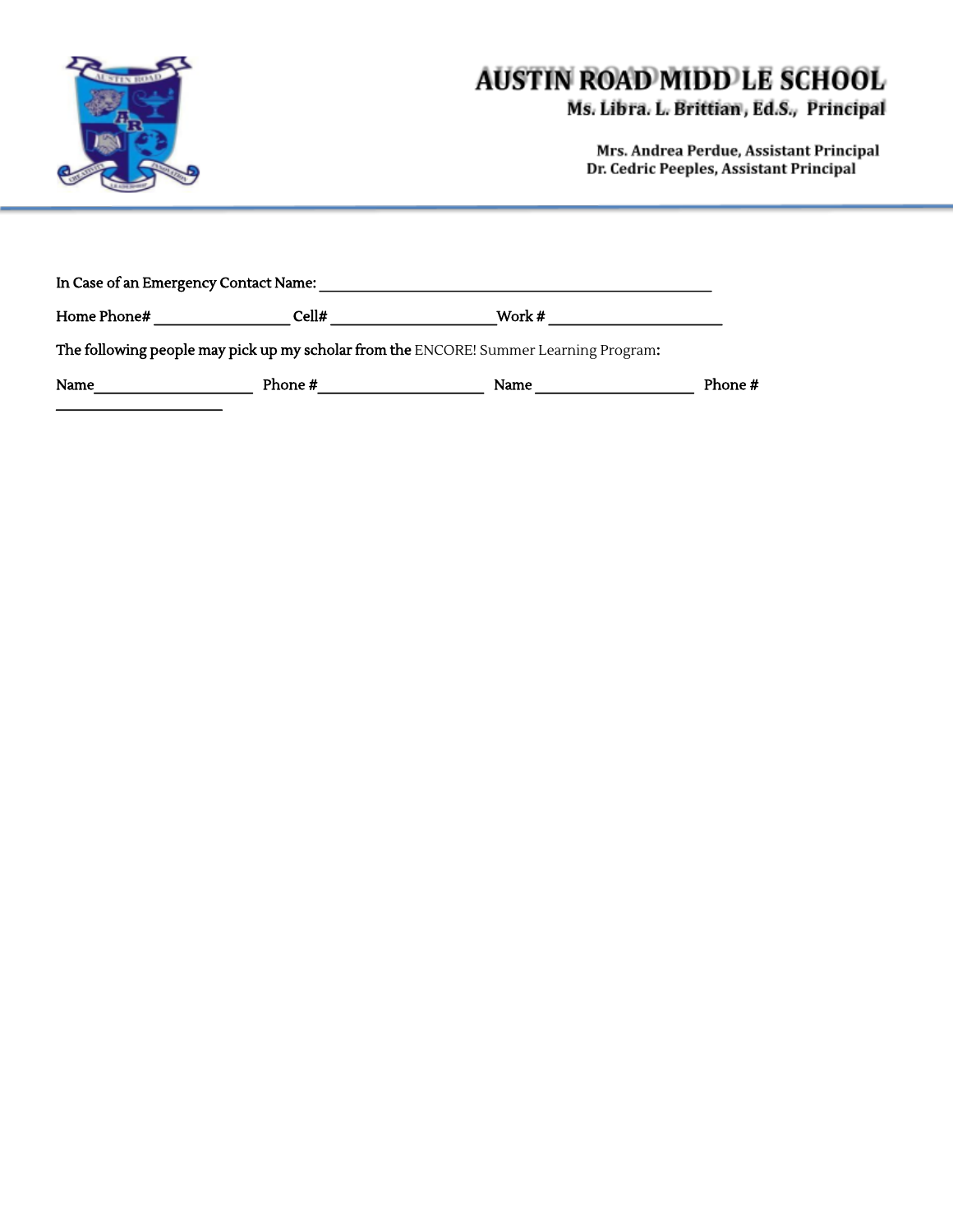# AUSTIN ROAD MIDDLE SCHOOL

**Ms. Libra. L. Brittian, Ed.S., Principal**

**Mrs. Andrea Perdue, Assistant Principal**
**Dr. Cedric Peeples, Assistant Principal**

In Case of an Emergency Contact Name: ________________________________________________

Home Phone# _________________ Cell# ____________________ Work # _____________________

The following people may pick up my scholar from the ENCORE! Summer Learning Program:

Name___________________ Phone #____________________ Name ___________________ Phone # ____________________